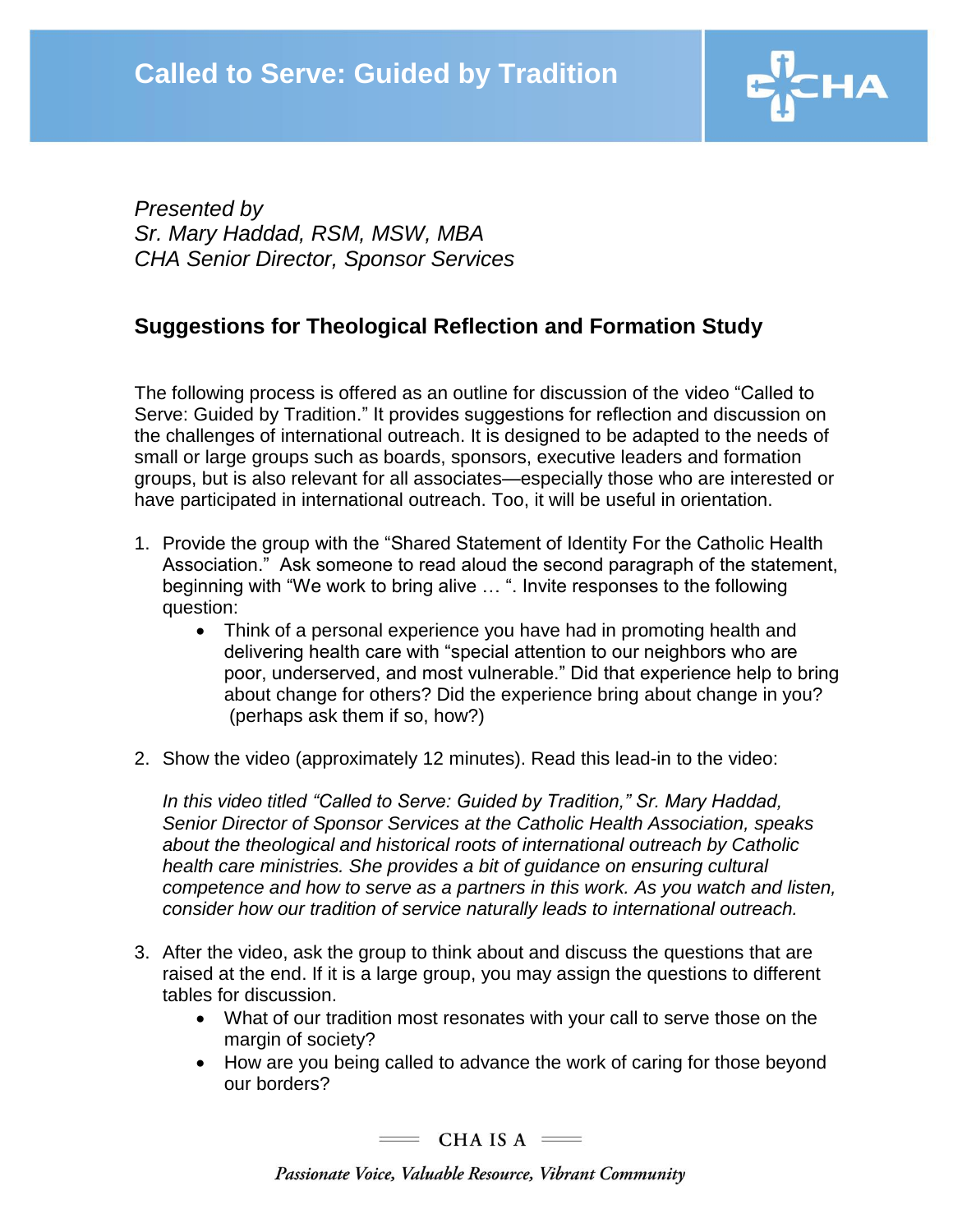# Called to Serve: Guided by Tradition

*Presented by*
*Sr. Mary Haddad, RSM, MSW, MBA*
*CHA Senior Director, Sponsor Services*

## Suggestions for Theological Reflection and Formation Study

The following process is offered as an outline for discussion of the video "Called to Serve: Guided by Tradition." It provides suggestions for reflection and discussion on the challenges of international outreach. It is designed to be adapted to the needs of small or large groups such as boards, sponsors, executive leaders and formation groups, but is also relevant for all associates—especially those who are interested or have participated in international outreach. Too, it will be useful in orientation.

1. Provide the group with the "Shared Statement of Identity For the Catholic Health Association." Ask someone to read aloud the second paragraph of the statement, beginning with "We work to bring alive … ". Invite responses to the following question:
   - Think of a personal experience you have had in promoting health and delivering health care with "special attention to our neighbors who are poor, underserved, and most vulnerable." Did that experience help to bring about change for others? Did the experience bring about change in you? (perhaps ask them if so, how?)

2. Show the video (approximately 12 minutes). Read this lead-in to the video:

   *In this video titled "Called to Serve: Guided by Tradition," Sr. Mary Haddad, Senior Director of Sponsor Services at the Catholic Health Association, speaks about the theological and historical roots of international outreach by Catholic health care ministries. She provides a bit of guidance on ensuring cultural competence and how to serve as a partners in this work. As you watch and listen, consider how our tradition of service naturally leads to international outreach.*

3. After the video, ask the group to think about and discuss the questions that are raised at the end. If it is a large group, you may assign the questions to different tables for discussion.
   - What of our tradition most resonates with your call to serve those on the margin of society?
   - How are you being called to advance the work of caring for those beyond our borders?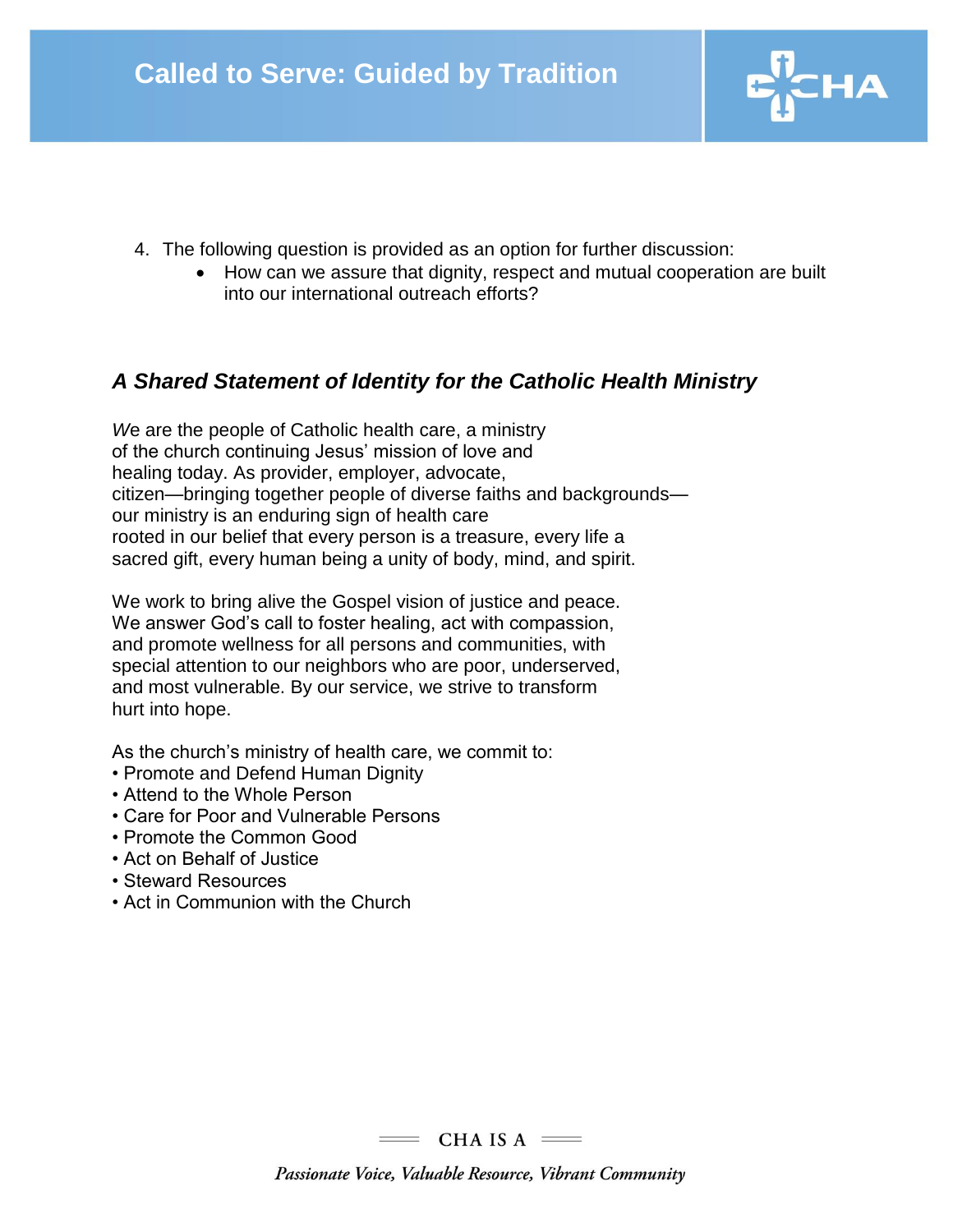4. The following question is provided as an option for further discussion:
    - How can we assure that dignity, respect and mutual cooperation are built into our international outreach efforts?

## *A Shared Statement of Identity for the Catholic Health Ministry*

*We* are the people of Catholic health care, a ministry of the church continuing Jesus' mission of love and healing today. As provider, employer, advocate, citizen—bringing together people of diverse faiths and backgrounds—our ministry is an enduring sign of health care rooted in our belief that every person is a treasure, every life a sacred gift, every human being a unity of body, mind, and spirit.

We work to bring alive the Gospel vision of justice and peace. We answer God's call to foster healing, act with compassion, and promote wellness for all persons and communities, with special attention to our neighbors who are poor, underserved, and most vulnerable. By our service, we strive to transform hurt into hope.

As the church's ministry of health care, we commit to:

- Promote and Defend Human Dignity
- Attend to the Whole Person
- Care for Poor and Vulnerable Persons
- Promote the Common Good
- Act on Behalf of Justice
- Steward Resources
- Act in Communion with the Church